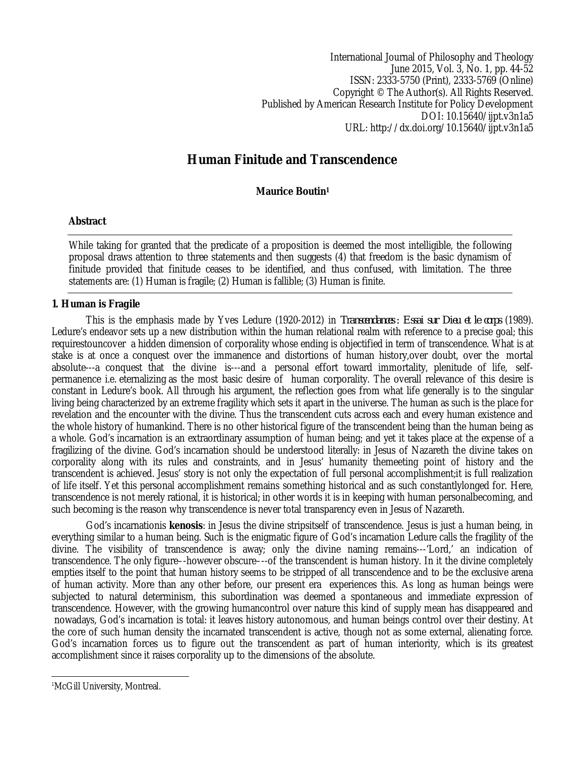International Journal of Philosophy and Theology
June 2015, Vol. 3, No. 1, pp. 44-52
ISSN: 2333-5750 (Print), 2333-5769 (Online)
Copyright © The Author(s). All Rights Reserved.
Published by American Research Institute for Policy Development
DOI: 10.15640/ijpt.v3n1a5
URL: http://dx.doi.org/10.15640/ijpt.v3n1a5

# Human Finitude and Transcendence

**Maurice Boutin[1]**

**Abstract**

While taking for granted that the predicate of a proposition is deemed the most intelligible, the following proposal draws attention to three statements and then suggests (4) that freedom is the basic dynamism of finitude provided that finitude ceases to be identified, and thus confused, with limitation. The three statements are: (1) Human is fragile; (2) Human is fallible; (3) Human is finite.

## 1. Human is Fragile

This is the emphasis made by Yves Ledure (1920-2012) in *Transcendances: Essai sur Dieu et le corps* (1989). Ledure's endeavor sets up a new distribution within the human relational realm with reference to a precise goal; this requirestouncover a hidden dimension of corporality whose ending is objectified in term of transcendence. What is at stake is at once a conquest over the immanence and distortions of human history,over doubt, over the mortal absolute---a conquest that the divine is---and a personal effort toward immortality, plenitude of life, self-permanence i.e. eternalizing as the most basic desire of human corporality. The overall relevance of this desire is constant in Ledure's book. All through his argument, the reflection goes from what life generally is to the singular living being characterized by an extreme fragility which sets it apart in the universe. The human as such is the place for revelation and the encounter with the divine. Thus the transcendent cuts across each and every human existence and the whole history of humankind. There is no other historical figure of the transcendent being than the human being as a whole. God's incarnation is an extraordinary assumption of human being; and yet it takes place at the expense of a fragilizing of the divine. God's incarnation should be understood literally: in Jesus of Nazareth the divine takes on corporality along with its rules and constraints, and in Jesus' humanity themeeting point of history and the transcendent is achieved. Jesus' story is not only the expectation of full personal accomplishment;it is full realization of life itself. Yet this personal accomplishment remains something historical and as such constantlylonged for. Here, transcendence is not merely rational, it is historical; in other words it is in keeping with human personalbecoming, and such becoming is the reason why transcendence is never total transparency even in Jesus of Nazareth.

God's incarnationis **kenosis**: in Jesus the divine stripsitself of transcendence. Jesus is just a human being, in everything similar to a human being. Such is the enigmatic figure of God's incarnation Ledure calls the fragility of the divine. The visibility of transcendence is away; only the divine naming remains---'Lord,' an indication of transcendence. The only figure--however obscure---of the transcendent is human history. In it the divine completely empties itself to the point that human history seems to be stripped of all transcendence and to be the exclusive arena of human activity. More than any other before, our present era experiences this. As long as human beings were subjected to natural determinism, this subordination was deemed a spontaneous and immediate expression of transcendence. However, with the growing humancontrol over nature this kind of supply mean has disappeared and nowadays, God's incarnation is total: it leaves history autonomous, and human beings control over their destiny. At the core of such human density the incarnated transcendent is active, though not as some external, alienating force. God's incarnation forces us to figure out the transcendent as part of human interiority, which is its greatest accomplishment since it raises corporality up to the dimensions of the absolute.

---

[1]McGill University, Montreal.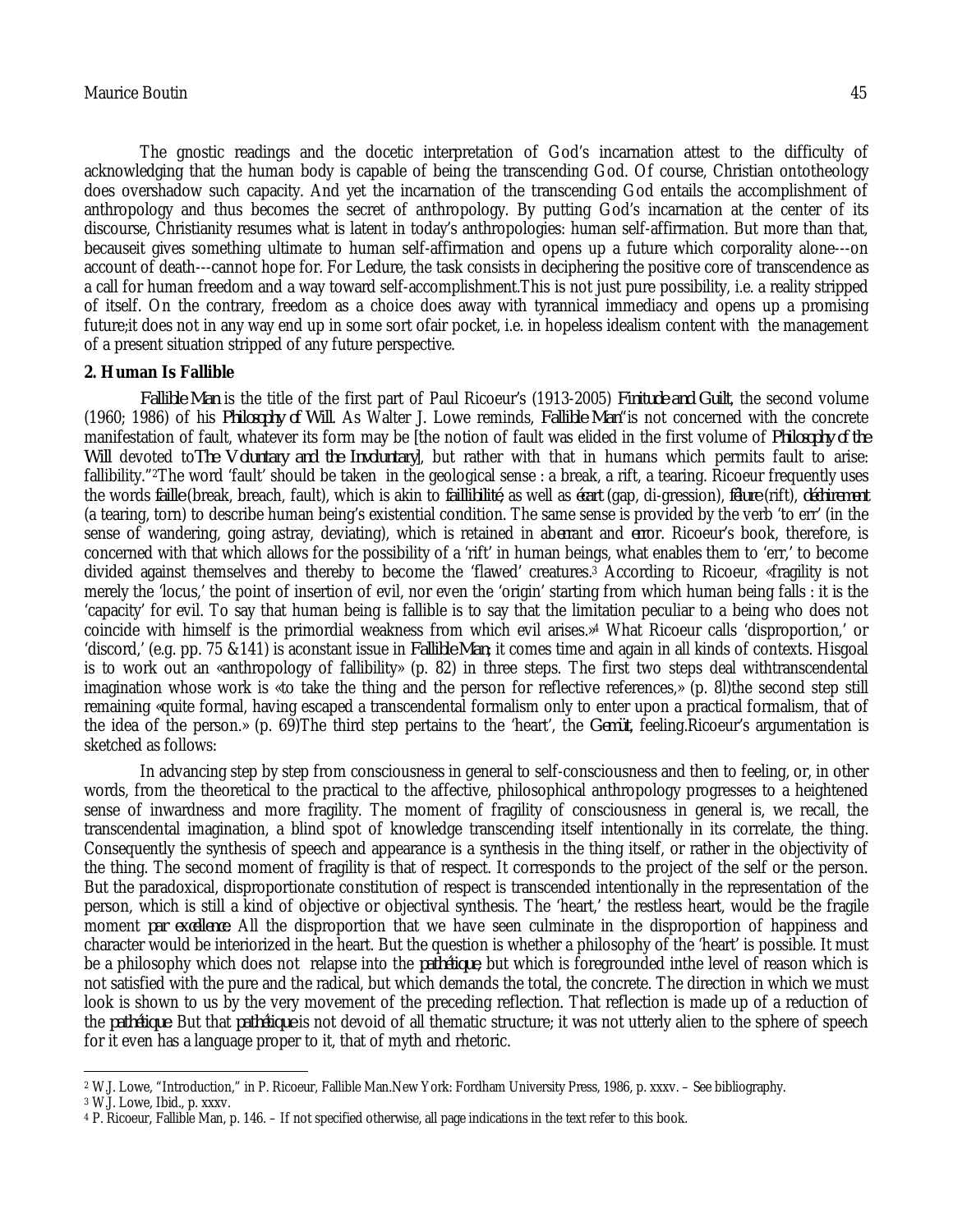The gnostic readings and the docetic interpretation of God's incarnation attest to the difficulty of acknowledging that the human body is capable of being the transcending God. Of course, Christian ontotheology does overshadow such capacity. And yet the incarnation of the transcending God entails the accomplishment of anthropology and thus becomes the secret of anthropology. By putting God's incarnation at the center of its discourse, Christianity resumes what is latent in today's anthropologies: human self-affirmation. But more than that, becauseit gives something ultimate to human self-affirmation and opens up a future which corporality alone---on account of death---cannot hope for. For Ledure, the task consists in deciphering the positive core of transcendence as a call for human freedom and a way toward self-accomplishment.This is not just pure possibility, i.e. a reality stripped of itself. On the contrary, freedom as a choice does away with tyrannical immediacy and opens up a promising future;it does not in any way end up in some sort ofair pocket, i.e. in hopeless idealism content with the management of a present situation stripped of any future perspective.

**2. Human Is Fallible**

*Fallible Man* is the title of the first part of Paul Ricoeur's (1913-2005) *Finitude and Guilt*, the second volume (1960; 1986) of his *Philosophy of Will*. As Walter J. Lowe reminds, *Fallible Man*"is not concerned with the concrete manifestation of fault, whatever its form may be [the notion of fault was elided in the first volume of *Philosophy of the Will* devoted to*The Voluntary and the Involuntary*], but rather with that in humans which permits fault to arise: fallibility."[2]The word 'fault' should be taken in the geological sense : a break, a rift, a tearing. Ricoeur frequently uses the words *faille* (break, breach, fault), which is akin to *faillibilité*, as well as *écart* (gap, di-gression), *fêlure* (rift), *déchirement* (a tearing, torn) to describe human being's existential condition. The same sense is provided by the verb 'to err' (in the sense of wandering, going astray, deviating), which is retained in ab*errant* and *err*or. Ricoeur's book, therefore, is concerned with that which allows for the possibility of a 'rift' in human beings, what enables them to 'err,' to become divided against themselves and thereby to become the 'flawed' creatures.[3] According to Ricoeur, «fragility is not merely the 'locus,' the point of insertion of evil, nor even the 'origin' starting from which human being falls : it is the 'capacity' for evil. To say that human being is fallible is to say that the limitation peculiar to a being who does not coincide with himself is the primordial weakness from which evil arises.»[4] What Ricoeur calls 'disproportion,' or 'discord,' (e.g. pp. 75 &141) is aconstant issue in *Fallible Man*; it comes time and again in all kinds of contexts. Hisgoal is to work out an «anthropology of fallibility» (p. 82) in three steps. The first two steps deal withtranscendental imagination whose work is «to take the thing and the person for reflective references,» (p. 8l)the second step still remaining «quite formal, having escaped a transcendental formalism only to enter upon a practical formalism, that of the idea of the person.» (p. 69)The third step pertains to the 'heart', the *Gemüt*, feeling.Ricoeur's argumentation is sketched as follows:

In advancing step by step from consciousness in general to self-consciousness and then to feeling, or, in other words, from the theoretical to the practical to the affective, philosophical anthropology progresses to a heightened sense of inwardness and more fragility. The moment of fragility of consciousness in general is, we recall, the transcendental imagination, a blind spot of knowledge transcending itself intentionally in its correlate, the thing. Consequently the synthesis of speech and appearance is a synthesis in the thing itself, or rather in the objectivity of the thing. The second moment of fragility is that of respect. It corresponds to the project of the self or the person. But the paradoxical, disproportionate constitution of respect is transcended intentionally in the representation of the person, which is still a kind of objective or objectival synthesis. The 'heart,' the restless heart, would be the fragile moment *par excellence*. All the disproportion that we have seen culminate in the disproportion of happiness and character would be interiorized in the heart. But the question is whether a philosophy of the 'heart' is possible. It must be a philosophy which does not relapse into the *pathétique*, but which is foregrounded inthe level of reason which is not satisfied with the pure and the radical, but which demands the total, the concrete. The direction in which we must look is shown to us by the very movement of the preceding reflection. That reflection is made up of a reduction of the *pathétique*. But that *pathétique* is not devoid of all thematic structure; it was not utterly alien to the sphere of speech for it even has a language proper to it, that of myth and rhetoric.

---

[2] W.J. Lowe, "Introduction," in P. Ricoeur, Fallible Man.New York: Fordham University Press, 1986, p. xxxv. – See bibliography.

[3] W.J. Lowe, Ibid., p. xxxv.

[4] P. Ricoeur, Fallible Man, p. 146. – If not specified otherwise, all page indications in the text refer to this book.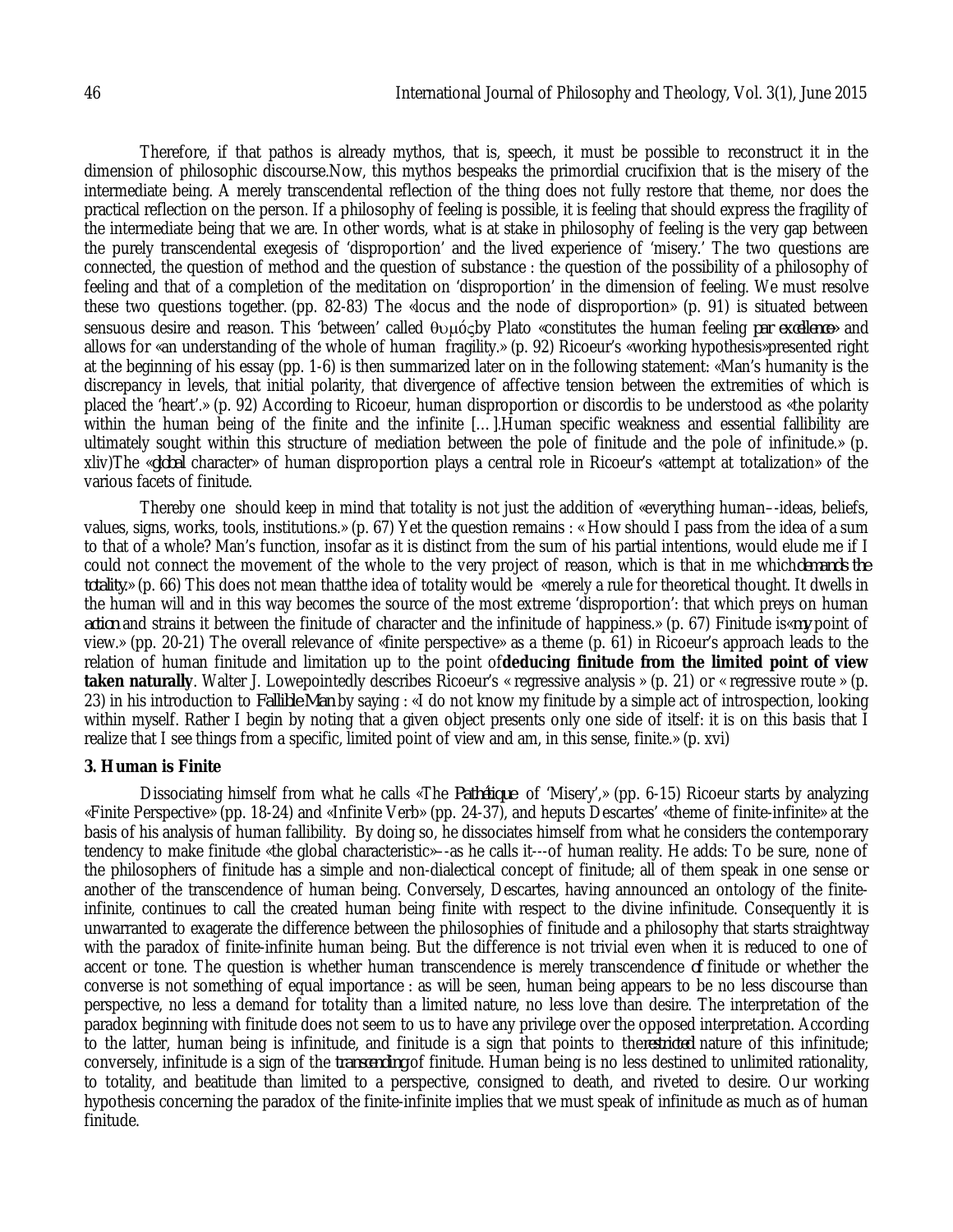Therefore, if that pathos is already mythos, that is, speech, it must be possible to reconstruct it in the dimension of philosophic discourse.Now, this mythos bespeaks the primordial crucifixion that is the misery of the intermediate being. A merely transcendental reflection of the thing does not fully restore that theme, nor does the practical reflection on the person. If a philosophy of feeling is possible, it is feeling that should express the fragility of the intermediate being that we are. In other words, what is at stake in philosophy of feeling is the very gap between the purely transcendental exegesis of 'disproportion' and the lived experience of 'misery.' The two questions are connected, the question of method and the question of substance : the question of the possibility of a philosophy of feeling and that of a completion of the meditation on 'disproportion' in the dimension of feeling. We must resolve these two questions together. (pp. 82-83) The «locus and the node of disproportion» (p. 91) is situated between sensuous desire and reason. This 'between' called θυμός by Plato «constitutes the human feeling *par excellence*» and allows for «an understanding of the whole of human fragility.» (p. 92) Ricoeur's «working hypothesis» presented right at the beginning of his essay (pp. 1-6) is then summarized later on in the following statement: «Man's humanity is the discrepancy in levels, that initial polarity, that divergence of affective tension between the extremities of which is placed the 'heart'.» (p. 92) According to Ricoeur, human disproportion or discord is to be understood as «the polarity within the human being of the finite and the infinite [...].Human specific weakness and essential fallibility are ultimately sought within this structure of mediation between the pole of finitude and the pole of infinitude.» (p. xliv)The «*global* character» of human disproportion plays a central role in Ricoeur's «attempt at totalization» of the various facets of finitude.

Thereby one should keep in mind that totality is not just the addition of «everything human--ideas, beliefs, values, signs, works, tools, institutions.» (p. 67) Yet the question remains : « How should I pass from the idea of a sum to that of a whole? Man's function, insofar as it is distinct from the sum of his partial intentions, would elude me if I could not connect the movement of the whole to the very project of reason, which is that in me which *demands the totality*.» (p. 66) This does not mean that the idea of totality would be «merely a rule for theoretical thought. It dwells in the human will and in this way becomes the source of the most extreme 'disproportion': that which preys on human *action* and strains it between the finitude of character and the infinitude of happiness.» (p. 67) Finitude is «*my* point of view.» (pp. 20-21) The overall relevance of «finite perspective» as a theme (p. 61) in Ricoeur's approach leads to the relation of human finitude and limitation up to the point of **deducing finitude from the limited point of view taken naturally**. Walter J. Lowe pointedly describes Ricoeur's « regressive analysis » (p. 21) or « regressive route » (p. 23) in his introduction to *Fallible Man* by saying : «I do not know my finitude by a simple act of introspection, looking within myself. Rather I begin by noting that a given object presents only one side of itself: it is on this basis that I realize that I see things from a specific, limited point of view and am, in this sense, finite.» (p. xvi)

### 3. Human is Finite

Dissociating himself from what he calls «The *Pathétique* of 'Misery',» (pp. 6-15) Ricoeur starts by analyzing «Finite Perspective» (pp. 18-24) and «Infinite Verb» (pp. 24-37), and he puts Descartes' «theme of finite-infinite» at the basis of his analysis of human fallibility. By doing so, he dissociates himself from what he considers the contemporary tendency to make finitude «the global characteristic»--as he calls it---of human reality. He adds: To be sure, none of the philosophers of finitude has a simple and non-dialectical concept of finitude; all of them speak in one sense or another of the transcendence of human being. Conversely, Descartes, having announced an ontology of the finite-infinite, continues to call the created human being finite with respect to the divine infinitude. Consequently it is unwarranted to exagerate the difference between the philosophies of finitude and a philosophy that starts straightway with the paradox of finite-infinite human being. But the difference is not trivial even when it is reduced to one of accent or tone. The question is whether human transcendence is merely transcendence *of* finitude or whether the converse is not something of equal importance : as will be seen, human being appears to be no less discourse than perspective, no less a demand for totality than a limited nature, no less love than desire. The interpretation of the paradox beginning with finitude does not seem to us to have any privilege over the opposed interpretation. According to the latter, human being is infinitude, and finitude is a sign that points to the *restricted* nature of this infinitude; conversely, infinitude is a sign of the *transcending* of finitude. Human being is no less destined to unlimited rationality, to totality, and beatitude than limited to a perspective, consigned to death, and riveted to desire. Our working hypothesis concerning the paradox of the finite-infinite implies that we must speak of infinitude as much as of human finitude.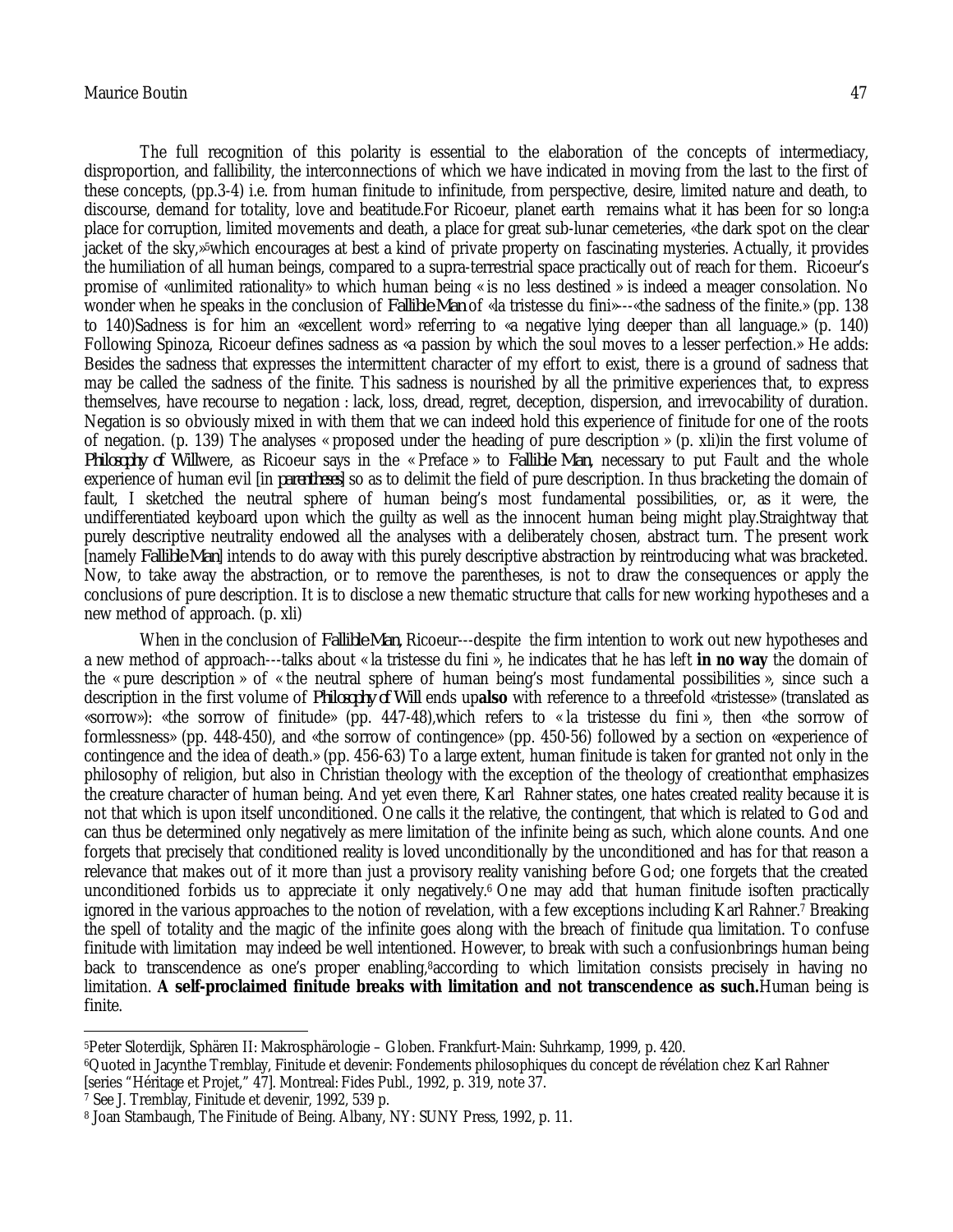The full recognition of this polarity is essential to the elaboration of the concepts of intermediacy, disproportion, and fallibility, the interconnections of which we have indicated in moving from the last to the first of these concepts, (pp.3-4) i.e. from human finitude to infinitude, from perspective, desire, limited nature and death, to discourse, demand for totality, love and beatitude.For Ricoeur, planet earth remains what it has been for so long:a place for corruption, limited movements and death, a place for great sub-lunar cemeteries, «the dark spot on the clear jacket of the sky,»[5]which encourages at best a kind of private property on fascinating mysteries. Actually, it provides the humiliation of all human beings, compared to a supra-terrestrial space practically out of reach for them. Ricoeur's promise of «unlimited rationality» to which human being « is no less destined » is indeed a meager consolation. No wonder when he speaks in the conclusion of *Fallible Man* of «la tristesse du fini»---«the sadness of the finite.» (pp. 138 to 140)Sadness is for him an «excellent word» referring to «a negative lying deeper than all language.» (p. 140) Following Spinoza, Ricoeur defines sadness as «a passion by which the soul moves to a lesser perfection.» He adds: Besides the sadness that expresses the intermittent character of my effort to exist, there is a ground of sadness that may be called the sadness of the finite. This sadness is nourished by all the primitive experiences that, to express themselves, have recourse to negation : lack, loss, dread, regret, deception, dispersion, and irrevocability of duration. Negation is so obviously mixed in with them that we can indeed hold this experience of finitude for one of the roots of negation. (p. 139) The analyses « proposed under the heading of pure description » (p. xli)in the first volume of *Philosophy of Will*were, as Ricoeur says in the « Preface » to *Fallible Man*, necessary to put Fault and the whole experience of human evil [in *parentheses*] so as to delimit the field of pure description. In thus bracketing the domain of fault, I sketched the neutral sphere of human being's most fundamental possibilities, or, as it were, the undifferentiated keyboard upon which the guilty as well as the innocent human being might play.Straightway that purely descriptive neutrality endowed all the analyses with a deliberately chosen, abstract turn. The present work [namely *Fallible Man*] intends to do away with this purely descriptive abstraction by reintroducing what was bracketed. Now, to take away the abstraction, or to remove the parentheses, is not to draw the consequences or apply the conclusions of pure description. It is to disclose a new thematic structure that calls for new working hypotheses and a new method of approach. (p. xli)

When in the conclusion of *Fallible Man*, Ricoeur---despite the firm intention to work out new hypotheses and a new method of approach---talks about « la tristesse du fini », he indicates that he has left **in no way** the domain of the « pure description » of « the neutral sphere of human being's most fundamental possibilities », since such a description in the first volume of *Philosophy of Will* ends up**also** with reference to a threefold «tristesse» (translated as «sorrow»): «the sorrow of finitude» (pp. 447-48),which refers to « la tristesse du fini », then «the sorrow of formlessness» (pp. 448-450), and «the sorrow of contingence» (pp. 450-56) followed by a section on «experience of contingence and the idea of death.» (pp. 456-63) To a large extent, human finitude is taken for granted not only in the philosophy of religion, but also in Christian theology with the exception of the theology of creationthat emphasizes the creature character of human being. And yet even there, Karl Rahner states, one hates created reality because it is not that which is upon itself unconditioned. One calls it the relative, the contingent, that which is related to God and can thus be determined only negatively as mere limitation of the infinite being as such, which alone counts. And one forgets that precisely that conditioned reality is loved unconditionally by the unconditioned and has for that reason a relevance that makes out of it more than just a provisory reality vanishing before God; one forgets that the created unconditioned forbids us to appreciate it only negatively.[6] One may add that human finitude isoften practically ignored in the various approaches to the notion of revelation, with a few exceptions including Karl Rahner.[7] Breaking the spell of totality and the magic of the infinite goes along with the breach of finitude qua limitation. To confuse finitude with limitation may indeed be well intentioned. However, to break with such a confusionbrings human being back to transcendence as one's proper enabling,[8]according to which limitation consists precisely in having no limitation. **A self-proclaimed finitude breaks with limitation and not transcendence as such.**Human being is finite.

---

[5]Peter Sloterdijk, Sphären II: Makrosphärologie – Globen. Frankfurt-Main: Suhrkamp, 1999, p. 420.

[6]Quoted in Jacynthe Tremblay, Finitude et devenir: Fondements philosophiques du concept de révélation chez Karl Rahner [series "Héritage et Projet," 47]. Montreal: Fides Publ., 1992, p. 319, note 37.

[7] See J. Tremblay, Finitude et devenir, 1992, 539 p.

[8] Joan Stambaugh, The Finitude of Being. Albany, NY: SUNY Press, 1992, p. 11.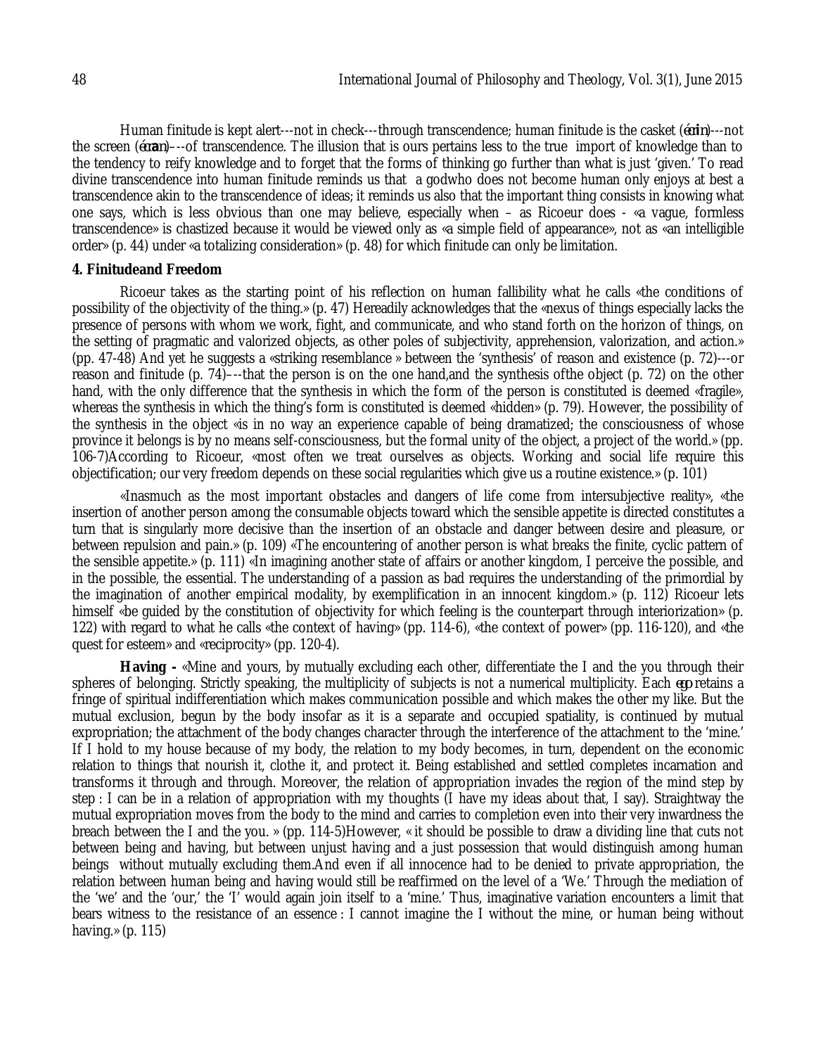Human finitude is kept alert---not in check---through transcendence; human finitude is the casket (**écrin**)---not the screen (**écran**)---of transcendence. The illusion that is ours pertains less to the true import of knowledge than to the tendency to reify knowledge and to forget that the forms of thinking go further than what is just 'given.' To read divine transcendence into human finitude reminds us that a godwho does not become human only enjoys at best a transcendence akin to the transcendence of ideas; it reminds us also that the important thing consists in knowing what one says, which is less obvious than one may believe, especially when – as Ricoeur does - «a vague, formless transcendence» is chastized because it would be viewed only as «a simple field of appearance», not as «an intelligible order» (p. 44) under «a totalizing consideration» (p. 48) for which finitude can only be limitation.

**4. Finitudeand Freedom**

Ricoeur takes as the starting point of his reflection on human fallibility what he calls «the conditions of possibility of the objectivity of the thing.» (p. 47) Hereadily acknowledges that the «nexus of things especially lacks the presence of persons with whom we work, fight, and communicate, and who stand forth on the horizon of things, on the setting of pragmatic and valorized objects, as other poles of subjectivity, apprehension, valorization, and action.» (pp. 47-48) And yet he suggests a «striking resemblance » between the 'synthesis' of reason and existence (p. 72)---or reason and finitude (p. 74)---that the person is on the one hand,and the synthesis ofthe object (p. 72) on the other hand, with the only difference that the synthesis in which the form of the person is constituted is deemed «fragile», whereas the synthesis in which the thing's form is constituted is deemed «hidden» (p. 79). However, the possibility of the synthesis in the object «is in no way an experience capable of being dramatized; the consciousness of whose province it belongs is by no means self-consciousness, but the formal unity of the object, a project of the world.» (pp. 106-7)According to Ricoeur, «most often we treat ourselves as objects. Working and social life require this objectification; our very freedom depends on these social regularities which give us a routine existence.» (p. 101)

«Inasmuch as the most important obstacles and dangers of life come from intersubjective reality», «the insertion of another person among the consumable objects toward which the sensible appetite is directed constitutes a turn that is singularly more decisive than the insertion of an obstacle and danger between desire and pleasure, or between repulsion and pain.» (p. 109) «The encountering of another person is what breaks the finite, cyclic pattern of the sensible appetite.» (p. 111) «In imagining another state of affairs or another kingdom, I perceive the possible, and in the possible, the essential. The understanding of a passion as bad requires the understanding of the primordial by the imagination of another empirical modality, by exemplification in an innocent kingdom.» (p. 112) Ricoeur lets himself «be guided by the constitution of objectivity for which feeling is the counterpart through interiorization» (p. 122) with regard to what he calls «the context of having» (pp. 114-6), «the context of power» (pp. 116-120), and «the quest for esteem» and «reciprocity» (pp. 120-4).

**Having -** «Mine and yours, by mutually excluding each other, differentiate the I and the you through their spheres of belonging. Strictly speaking, the multiplicity of subjects is not a numerical multiplicity. Each **ego** retains a fringe of spiritual indifferentiation which makes communication possible and which makes the other my like. But the mutual exclusion, begun by the body insofar as it is a separate and occupied spatiality, is continued by mutual expropriation; the attachment of the body changes character through the interference of the attachment to the 'mine.' If I hold to my house because of my body, the relation to my body becomes, in turn, dependent on the economic relation to things that nourish it, clothe it, and protect it. Being established and settled completes incarnation and transforms it through and through. Moreover, the relation of appropriation invades the region of the mind step by step : I can be in a relation of appropriation with my thoughts (I have my ideas about that, I say). Straightway the mutual expropriation moves from the body to the mind and carries to completion even into their very inwardness the breach between the I and the you. » (pp. 114-5)However, « it should be possible to draw a dividing line that cuts not between being and having, but between unjust having and a just possession that would distinguish among human beings without mutually excluding them.And even if all innocence had to be denied to private appropriation, the relation between human being and having would still be reaffirmed on the level of a 'We.' Through the mediation of the 'we' and the 'our,' the 'I' would again join itself to a 'mine.' Thus, imaginative variation encounters a limit that bears witness to the resistance of an essence : I cannot imagine the I without the mine, or human being without having.» (p. 115)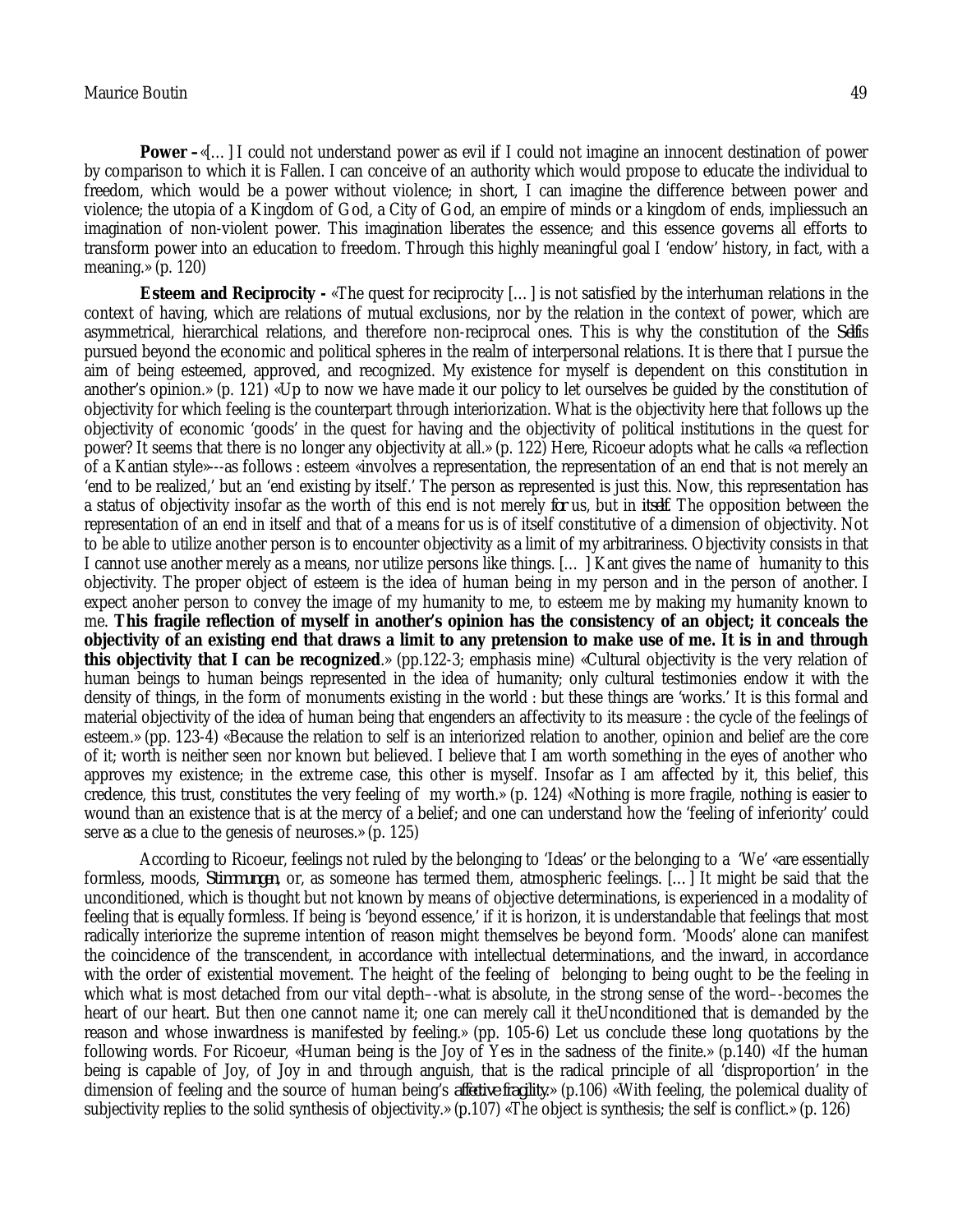**Power -** «[…] I could not understand power as evil if I could not imagine an innocent destination of power by comparison to which it is Fallen. I can conceive of an authority which would propose to educate the individual to freedom, which would be a power without violence; in short, I can imagine the difference between power and violence; the utopia of a Kingdom of God, a City of God, an empire of minds or a kingdom of ends, impliessuch an imagination of non-violent power. This imagination liberates the essence; and this essence governs all efforts to transform power into an education to freedom. Through this highly meaningful goal I 'endow' history, in fact, with a meaning.» (p. 120)

**Esteem and Reciprocity -** «The quest for reciprocity […] is not satisfied by the interhuman relations in the context of having, which are relations of mutual exclusions, nor by the relation in the context of power, which are asymmetrical, hierarchical relations, and therefore non-reciprocal ones. This is why the constitution of the *Self*is pursued beyond the economic and political spheres in the realm of interpersonal relations. It is there that I pursue the aim of being esteemed, approved, and recognized. My existence for myself is dependent on this constitution in another's opinion.» (p. 121) «Up to now we have made it our policy to let ourselves be guided by the constitution of objectivity for which feeling is the counterpart through interiorization. What is the objectivity here that follows up the objectivity of economic 'goods' in the quest for having and the objectivity of political institutions in the quest for power? It seems that there is no longer any objectivity at all.» (p. 122) Here, Ricoeur adopts what he calls «a reflection of a Kantian style»---as follows : esteem «involves a representation, the representation of an end that is not merely an 'end to be realized,' but an 'end existing by itself.' The person as represented is just this. Now, this representation has a status of objectivity insofar as the worth of this end is not merely *for* us, but in *itself*. The opposition between the representation of an end in itself and that of a means for us is of itself constitutive of a dimension of objectivity. Not to be able to utilize another person is to encounter objectivity as a limit of my arbitrariness. Objectivity consists in that I cannot use another merely as a means, nor utilize persons like things. […] Kant gives the name of humanity to this objectivity. The proper object of esteem is the idea of human being in my person and in the person of another. I expect anoher person to convey the image of my humanity to me, to esteem me by making my humanity known to me. **This fragile reflection of myself in another's opinion has the consistency of an object; it conceals the objectivity of an existing end that draws a limit to any pretension to make use of me. It is in and through this objectivity that I can be recognized**.» (pp.122-3; emphasis mine) «Cultural objectivity is the very relation of human beings to human beings represented in the idea of humanity; only cultural testimonies endow it with the density of things, in the form of monuments existing in the world : but these things are 'works.' It is this formal and material objectivity of the idea of human being that engenders an affectivity to its measure : the cycle of the feelings of esteem.» (pp. 123-4) «Because the relation to self is an interiorized relation to another, opinion and belief are the core of it; worth is neither seen nor known but believed. I believe that I am worth something in the eyes of another who approves my existence; in the extreme case, this other is myself. Insofar as I am affected by it, this belief, this credence, this trust, constitutes the very feeling of my worth.» (p. 124) «Nothing is more fragile, nothing is easier to wound than an existence that is at the mercy of a belief; and one can understand how the 'feeling of inferiority' could serve as a clue to the genesis of neuroses.» (p. 125)

According to Ricoeur, feelings not ruled by the belonging to 'Ideas' or the belonging to a 'We' «are essentially formless, moods, *Stimmungen*, or, as someone has termed them, atmospheric feelings. […] It might be said that the unconditioned, which is thought but not known by means of objective determinations, is experienced in a modality of feeling that is equally formless. If being is 'beyond essence,' if it is horizon, it is understandable that feelings that most radically interiorize the supreme intention of reason might themselves be beyond form. 'Moods' alone can manifest the coincidence of the transcendent, in accordance with intellectual determinations, and the inward, in accordance with the order of existential movement. The height of the feeling of belonging to being ought to be the feeling in which what is most detached from our vital depth–-what is absolute, in the strong sense of the word–-becomes the heart of our heart. But then one cannot name it; one can merely call it theUnconditioned that is demanded by the reason and whose inwardness is manifested by feeling.» (pp. 105-6) Let us conclude these long quotations by the following words. For Ricoeur, «Human being is the Joy of Yes in the sadness of the finite.» (p.140) «If the human being is capable of Joy, of Joy in and through anguish, that is the radical principle of all 'disproportion' in the dimension of feeling and the source of human being's *affective fragility*.» (p.106) «With feeling, the polemical duality of subjectivity replies to the solid synthesis of objectivity.» (p.107) «The object is synthesis; the self is conflict.» (p. 126)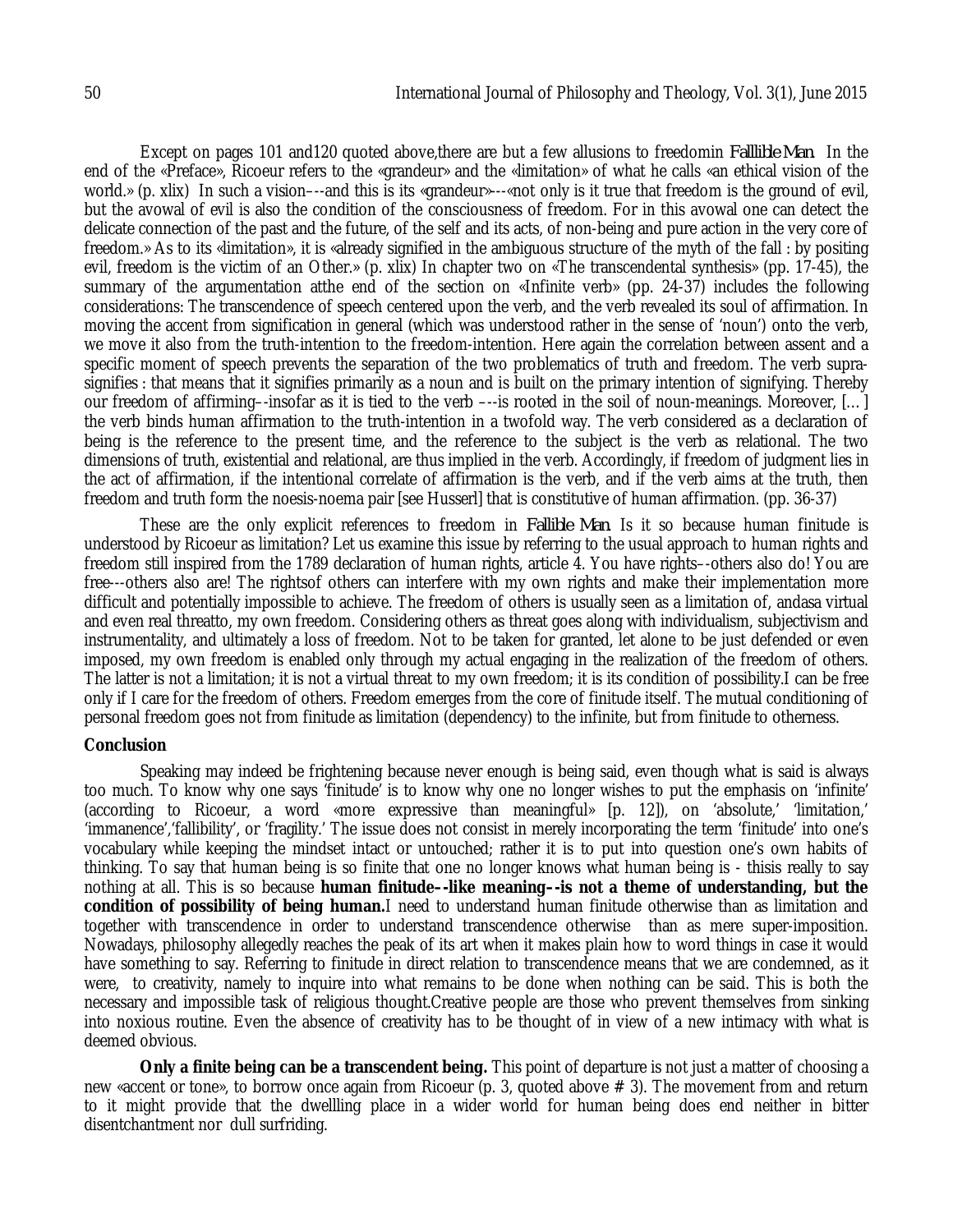Except on pages 101 and120 quoted above,there are but a few allusions to freedomin *Falllible Man*. In the end of the «Preface», Ricoeur refers to the «grandeur» and the «limitation» of what he calls «an ethical vision of the world.» (p. xlix) In such a vision–––and this is its «grandeur»–––«not only is it true that freedom is the ground of evil, but the avowal of evil is also the condition of the consciousness of freedom. For in this avowal one can detect the delicate connection of the past and the future, of the self and its acts, of non-being and pure action in the very core of freedom.» As to its «limitation», it is «already signified in the ambiguous structure of the myth of the fall : by positing evil, freedom is the victim of an Other.» (p. xlix) In chapter two on «The transcendental synthesis» (pp. 17-45), the summary of the argumentation atthe end of the section on «Infinite verb» (pp. 24-37) includes the following considerations: The transcendence of speech centered upon the verb, and the verb revealed its soul of affirmation. In moving the accent from signification in general (which was understood rather in the sense of 'noun') onto the verb, we move it also from the truth-intention to the freedom-intention. Here again the correlation between assent and a specific moment of speech prevents the separation of the two problematics of truth and freedom. The verb supra-signifies : that means that it signifies primarily as a noun and is built on the primary intention of signifying. Thereby our freedom of affirming––insofar as it is tied to the verb –––is rooted in the soil of noun-meanings. Moreover, […] the verb binds human affirmation to the truth-intention in a twofold way. The verb considered as a declaration of being is the reference to the present time, and the reference to the subject is the verb as relational. The two dimensions of truth, existential and relational, are thus implied in the verb. Accordingly, if freedom of judgment lies in the act of affirmation, if the intentional correlate of affirmation is the verb, and if the verb aims at the truth, then freedom and truth form the noesis-noema pair [see Husserl] that is constitutive of human affirmation. (pp. 36-37)

These are the only explicit references to freedom in *Fallible Man*. Is it so because human finitude is understood by Ricoeur as limitation? Let us examine this issue by referring to the usual approach to human rights and freedom still inspired from the 1789 declaration of human rights, article 4. You have rights––others also do! You are free–––others also are! The rightsof others can interfere with my own rights and make their implementation more difficult and potentially impossible to achieve. The freedom of others is usually seen as a limitation of, andasa virtual and even real threatto, my own freedom. Considering others as threat goes along with individualism, subjectivism and instrumentality, and ultimately a loss of freedom. Not to be taken for granted, let alone to be just defended or even imposed, my own freedom is enabled only through my actual engaging in the realization of the freedom of others. The latter is not a limitation; it is not a virtual threat to my own freedom; it is its condition of possibility.I can be free only if I care for the freedom of others. Freedom emerges from the core of finitude itself. The mutual conditioning of personal freedom goes not from finitude as limitation (dependency) to the infinite, but from finitude to otherness.

## Conclusion

Speaking may indeed be frightening because never enough is being said, even though what is said is always too much. To know why one says 'finitude' is to know why one no longer wishes to put the emphasis on 'infinite' (according to Ricoeur, a word «more expressive than meaningful» [p. 12]), on 'absolute,' 'limitation,' 'immanence','fallibility', or 'fragility.' The issue does not consist in merely incorporating the term 'finitude' into one's vocabulary while keeping the mindset intact or untouched; rather it is to put into question one's own habits of thinking. To say that human being is so finite that one no longer knows what human being is - thisis really to say nothing at all. This is so because **human finitude––like meaning––is not a theme of understanding, but the condition of possibility of being human.**I need to understand human finitude otherwise than as limitation and together with transcendence in order to understand transcendence otherwise than as mere super-imposition. Nowadays, philosophy allegedly reaches the peak of its art when it makes plain how to word things in case it would have something to say. Referring to finitude in direct relation to transcendence means that we are condemned, as it were, to creativity, namely to inquire into what remains to be done when nothing can be said. This is both the necessary and impossible task of religious thought.Creative people are those who prevent themselves from sinking into noxious routine. Even the absence of creativity has to be thought of in view of a new intimacy with what is deemed obvious.

**Only a finite being can be a transcendent being.** This point of departure is not just a matter of choosing a new «accent or tone», to borrow once again from Ricoeur (p. 3, quoted above # 3). The movement from and return to it might provide that the dwellling place in a wider world for human being does end neither in bitter disentchantment nor dull surfriding.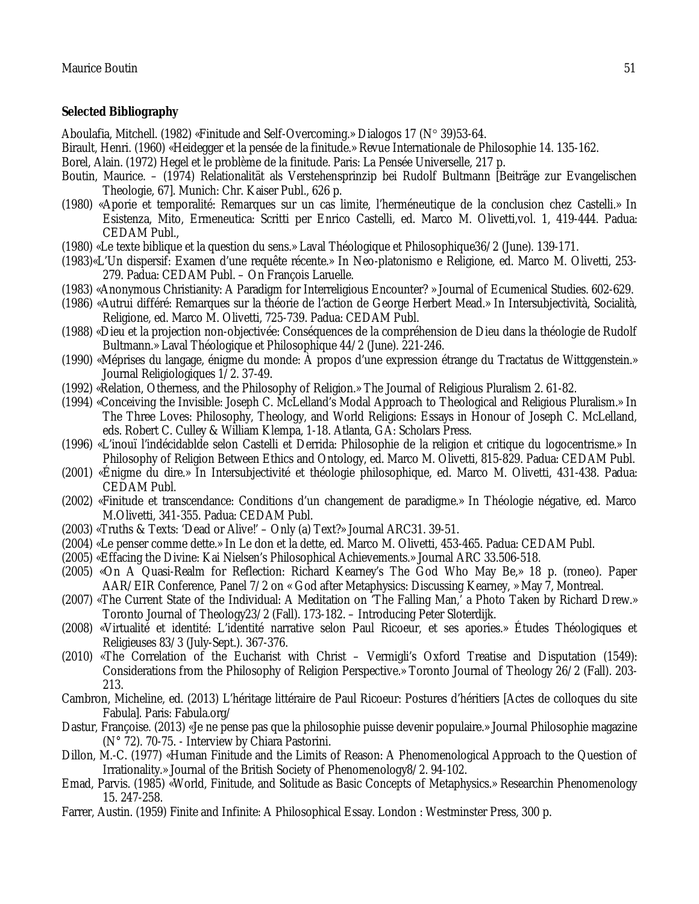**Selected Bibliography**

Aboulafia, Mitchell. (1982) «Finitude and Self-Overcoming.» Dialogos 17 (N° 39)53-64.

Birault, Henri. (1960) «Heidegger et la pensée de la finitude.» Revue Internationale de Philosophie 14. 135-162.

Borel, Alain. (1972) Hegel et le problème de la finitude. Paris: La Pensée Universelle, 217 p.

Boutin, Maurice. – (1974) Relationalität als Verstehensprinzip bei Rudolf Bultmann [Beiträge zur Evangelischen Theologie, 67]. Munich: Chr. Kaiser Publ., 626 p.

(1980) «Aporie et temporalité: Remarques sur un cas limite, l'herméneutique de la conclusion chez Castelli.» In Esistenza, Mito, Ermeneutica: Scritti per Enrico Castelli, ed. Marco M. Olivetti,vol. 1, 419-444. Padua: CEDAM Publ.,

(1980) «Le texte biblique et la question du sens.» Laval Théologique et Philosophique36/2 (June). 139-171.

(1983)«L'Un dispersif: Examen d'une requête récente.» In Neo-platonismo e Religione, ed. Marco M. Olivetti, 253-279. Padua: CEDAM Publ. – On François Laruelle.

(1983) «Anonymous Christianity: A Paradigm for Interreligious Encounter? » Journal of Ecumenical Studies. 602-629.

(1986) «Autrui différé: Remarques sur la théorie de l'action de George Herbert Mead.» In Intersubjectività, Socialità, Religione, ed. Marco M. Olivetti, 725-739. Padua: CEDAM Publ.

(1988) «Dieu et la projection non-objectivée: Conséquences de la compréhension de Dieu dans la théologie de Rudolf Bultmann.» Laval Théologique et Philosophique 44/2 (June). 221-246.

(1990) «Méprises du langage, énigme du monde: À propos d'une expression étrange du Tractatus de Wittggenstein.» Journal Religiologiques 1/2. 37-49.

(1992) «Relation, Otherness, and the Philosophy of Religion.» The Journal of Religious Pluralism 2. 61-82.

(1994) «Conceiving the Invisible: Joseph C. McLelland's Modal Approach to Theological and Religious Pluralism.» In The Three Loves: Philosophy, Theology, and World Religions: Essays in Honour of Joseph C. McLelland, eds. Robert C. Culley & William Klempa, 1-18. Atlanta, GA: Scholars Press.

(1996) «L'inouï l'indécidablde selon Castelli et Derrida: Philosophie de la religion et critique du logocentrisme.» In Philosophy of Religion Between Ethics and Ontology, ed. Marco M. Olivetti, 815-829. Padua: CEDAM Publ.

(2001) «Énigme du dire.» In Intersubjectivité et théologie philosophique, ed. Marco M. Olivetti, 431-438. Padua: CEDAM Publ.

(2002) «Finitude et transcendance: Conditions d'un changement de paradigme.» In Théologie négative, ed. Marco M.Olivetti, 341-355. Padua: CEDAM Publ.

(2003) «Truths & Texts: 'Dead or Alive!' – Only (a) Text?» Journal ARC31. 39-51.

(2004) «Le penser comme dette.» In Le don et la dette, ed. Marco M. Olivetti, 453-465. Padua: CEDAM Publ.

(2005) «Effacing the Divine: Kai Nielsen's Philosophical Achievements.» Journal ARC 33.506-518.

(2005) «On A Quasi-Realm for Reflection: Richard Kearney's The God Who May Be,» 18 p. (roneo). Paper AAR/EIR Conference, Panel 7/2 on « God after Metaphysics: Discussing Kearney, » May 7, Montreal.

(2007) «The Current State of the Individual: A Meditation on 'The Falling Man,' a Photo Taken by Richard Drew.» Toronto Journal of Theology23/2 (Fall). 173-182. – Introducing Peter Sloterdijk.

(2008) «Virtualité et identité: L'identité narrative selon Paul Ricoeur, et ses apories.» Études Théologiques et Religieuses 83/3 (July-Sept.). 367-376.

(2010) «The Correlation of the Eucharist with Christ – Vermigli's Oxford Treatise and Disputation (1549): Considerations from the Philosophy of Religion Perspective.» Toronto Journal of Theology 26/2 (Fall). 203-213.

Cambron, Micheline, ed. (2013) L'héritage littéraire de Paul Ricoeur: Postures d'héritiers [Actes de colloques du site Fabula]. Paris: Fabula.org/

Dastur, Françoise. (2013) «Je ne pense pas que la philosophie puisse devenir populaire.» Journal Philosophie magazine (N° 72). 70-75. - Interview by Chiara Pastorini.

Dillon, M.-C. (1977) «Human Finitude and the Limits of Reason: A Phenomenological Approach to the Question of Irrationality.» Journal of the British Society of Phenomenology8/2. 94-102.

Emad, Parvis. (1985) «World, Finitude, and Solitude as Basic Concepts of Metaphysics.» Researchin Phenomenology 15. 247-258.

Farrer, Austin. (1959) Finite and Infinite: A Philosophical Essay. London : Westminster Press, 300 p.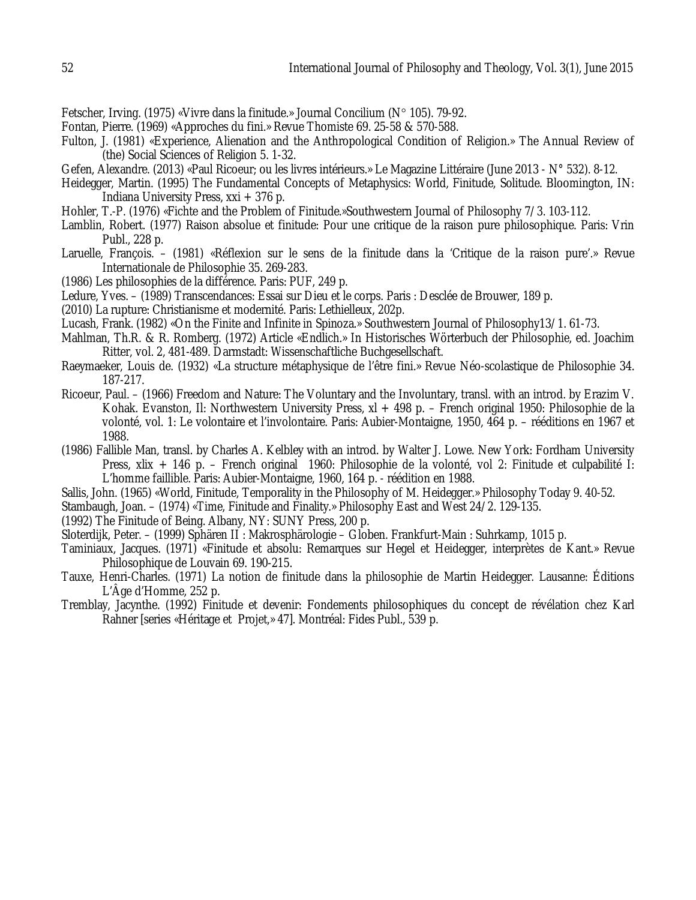Fetscher, Irving. (1975) «Vivre dans la finitude.» Journal Concilium (N° 105). 79-92.

Fontan, Pierre. (1969) «Approches du fini.» Revue Thomiste 69. 25-58 & 570-588.

Fulton, J. (1981) «Experience, Alienation and the Anthropological Condition of Religion.» The Annual Review of (the) Social Sciences of Religion 5. 1-32.

Gefen, Alexandre. (2013) «Paul Ricoeur; ou les livres intérieurs.» Le Magazine Littéraire (June 2013 - N° 532). 8-12.

Heidegger, Martin. (1995) The Fundamental Concepts of Metaphysics: World, Finitude, Solitude. Bloomington, IN: Indiana University Press, xxi + 376 p.

Hohler, T.-P. (1976) «Fichte and the Problem of Finitude.»Southwestern Journal of Philosophy 7/3. 103-112.

Lamblin, Robert. (1977) Raison absolue et finitude: Pour une critique de la raison pure philosophique. Paris: Vrin Publ., 228 p.

Laruelle, François. – (1981) «Réflexion sur le sens de la finitude dans la 'Critique de la raison pure'.» Revue Internationale de Philosophie 35. 269-283.

(1986) Les philosophies de la différence. Paris: PUF, 249 p.

Ledure, Yves. – (1989) Transcendances: Essai sur Dieu et le corps. Paris : Desclée de Brouwer, 189 p.

(2010) La rupture: Christianisme et modernité. Paris: Lethielleux, 202p.

Lucash, Frank. (1982) «On the Finite and Infinite in Spinoza.» Southwestern Journal of Philosophy13/1. 61-73.

Mahlman, Th.R. & R. Romberg. (1972) Article «Endlich.» In Historisches Wörterbuch der Philosophie, ed. Joachim Ritter, vol. 2, 481-489. Darmstadt: Wissenschaftliche Buchgesellschaft.

Raeymaeker, Louis de. (1932) «La structure métaphysique de l'être fini.» Revue Néo-scolastique de Philosophie 34. 187-217.

Ricoeur, Paul. – (1966) Freedom and Nature: The Voluntary and the Involuntary, transl. with an introd. by Erazim V. Kohak. Evanston, Il: Northwestern University Press, xl + 498 p. – French original 1950: Philosophie de la volonté, vol. 1: Le volontaire et l'involontaire. Paris: Aubier-Montaigne, 1950, 464 p. – rééditions en 1967 et 1988.

(1986) Fallible Man, transl. by Charles A. Kelbley with an introd. by Walter J. Lowe. New York: Fordham University Press, xlix + 146 p. – French original 1960: Philosophie de la volonté, vol 2: Finitude et culpabilité I: L'homme faillible. Paris: Aubier-Montaigne, 1960, 164 p. - réédition en 1988.

Sallis, John. (1965) «World, Finitude, Temporality in the Philosophy of M. Heidegger.» Philosophy Today 9. 40-52.

Stambaugh, Joan. – (1974) «Time, Finitude and Finality.» Philosophy East and West 24/2. 129-135.

(1992) The Finitude of Being. Albany, NY: SUNY Press, 200 p.

Sloterdijk, Peter. – (1999) Sphären II : Makrosphärologie – Globen. Frankfurt-Main : Suhrkamp, 1015 p.

Taminiaux, Jacques. (1971) «Finitude et absolu: Remarques sur Hegel et Heidegger, interprètes de Kant.» Revue Philosophique de Louvain 69. 190-215.

Tauxe, Henri-Charles. (1971) La notion de finitude dans la philosophie de Martin Heidegger. Lausanne: Éditions L'Âge d'Homme, 252 p.

Tremblay, Jacynthe. (1992) Finitude et devenir: Fondements philosophiques du concept de révélation chez Karl Rahner [series «Héritage et Projet,» 47]. Montréal: Fides Publ., 539 p.